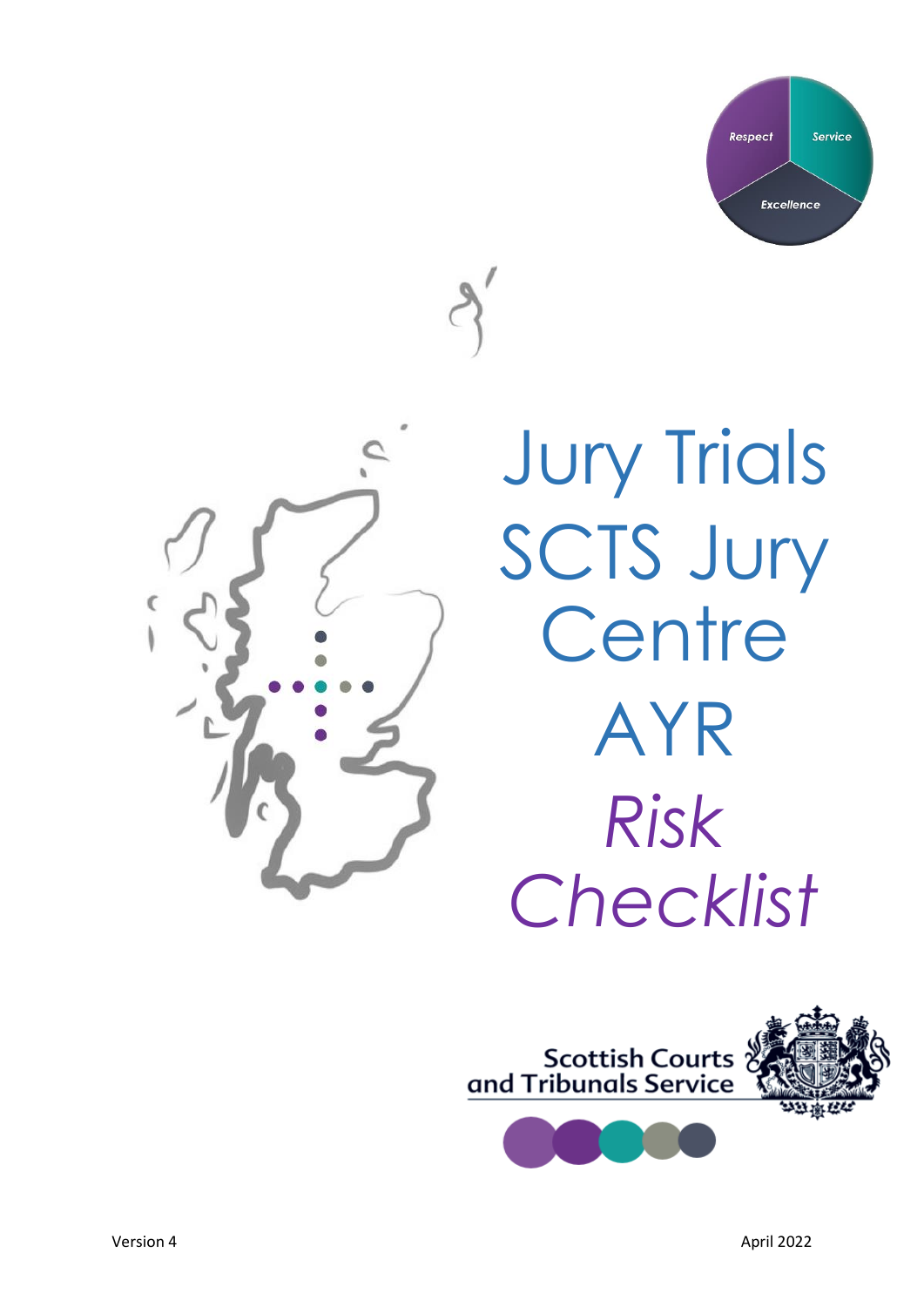# Jury Trials SCTS Jury Centre AYR

## *Risk Checklist*

Scottish Courts and Tribunals Service

Version 4

April 2022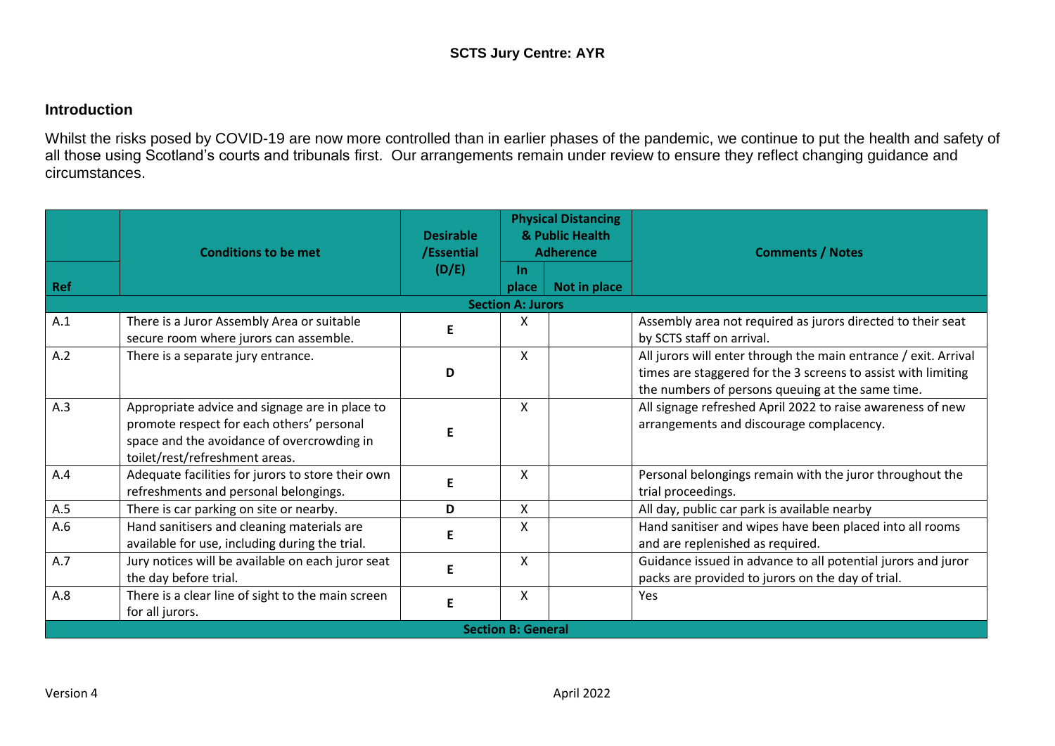**SCTS Jury Centre: AYR**

## Introduction

Whilst the risks posed by COVID-19 are now more controlled than in earlier phases of the pandemic, we continue to put the health and safety of all those using Scotland's courts and tribunals first. Our arrangements remain under review to ensure they reflect changing guidance and circumstances.

| Ref | Conditions to be met | Desirable /Essential (D/E) | Physical Distancing & Public Health Adherence | | Comments / Notes |
|---|---|---|---|---|---|
| | | | In place | Not in place | |
| **Section A: Jurors** | | | | | |
| A.1 | There is a Juror Assembly Area or suitable secure room where jurors can assemble. | E | X | | Assembly area not required as jurors directed to their seat by SCTS staff on arrival. |
| A.2 | There is a separate jury entrance. | D | X | | All jurors will enter through the main entrance / exit. Arrival times are staggered for the 3 screens to assist with limiting the numbers of persons queuing at the same time. |
| A.3 | Appropriate advice and signage are in place to promote respect for each others' personal space and the avoidance of overcrowding in toilet/rest/refreshment areas. | E | X | | All signage refreshed April 2022 to raise awareness of new arrangements and discourage complacency. |
| A.4 | Adequate facilities for jurors to store their own refreshments and personal belongings. | E | X | | Personal belongings remain with the juror throughout the trial proceedings. |
| A.5 | There is car parking on site or nearby. | D | X | | All day, public car park is available nearby |
| A.6 | Hand sanitisers and cleaning materials are available for use, including during the trial. | E | X | | Hand sanitiser and wipes have been placed into all rooms and are replenished as required. |
| A.7 | Jury notices will be available on each juror seat the day before trial. | E | X | | Guidance issued in advance to all potential jurors and juror packs are provided to jurors on the day of trial. |
| A.8 | There is a clear line of sight to the main screen for all jurors. | E | X | | Yes |
| **Section B: General** | | | | | |

Version 4 April 2022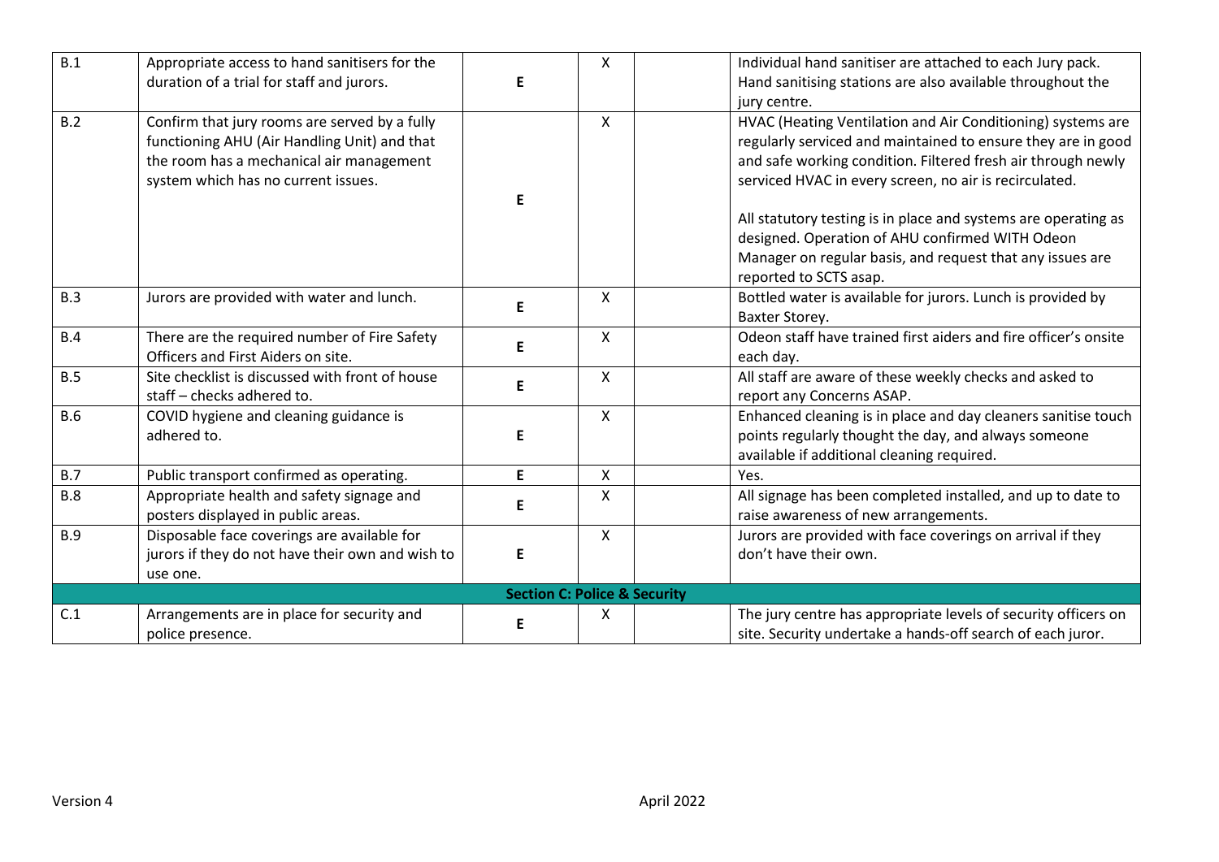| | | | | | |
|---|---|---|---|---|---|
| B.1 | Appropriate access to hand sanitisers for the duration of a trial for staff and jurors. | E | X | | Individual hand sanitiser are attached to each Jury pack. Hand sanitising stations are also available throughout the jury centre. |
| B.2 | Confirm that jury rooms are served by a fully functioning AHU (Air Handling Unit) and that the room has a mechanical air management system which has no current issues. | E | X | | HVAC (Heating Ventilation and Air Conditioning) systems are regularly serviced and maintained to ensure they are in good and safe working condition. Filtered fresh air through newly serviced HVAC in every screen, no air is recirculated.<br><br>All statutory testing is in place and systems are operating as designed. Operation of AHU confirmed WITH Odeon Manager on regular basis, and request that any issues are reported to SCTS asap. |
| B.3 | Jurors are provided with water and lunch. | E | X | | Bottled water is available for jurors. Lunch is provided by Baxter Storey. |
| B.4 | There are the required number of Fire Safety Officers and First Aiders on site. | E | X | | Odeon staff have trained first aiders and fire officer's onsite each day. |
| B.5 | Site checklist is discussed with front of house staff – checks adhered to. | E | X | | All staff are aware of these weekly checks and asked to report any Concerns ASAP. |
| B.6 | COVID hygiene and cleaning guidance is adhered to. | E | X | | Enhanced cleaning is in place and day cleaners sanitise touch points regularly thought the day, and always someone available if additional cleaning required. |
| B.7 | Public transport confirmed as operating. | E | X | | Yes. |
| B.8 | Appropriate health and safety signage and posters displayed in public areas. | E | X | | All signage has been completed installed, and up to date to raise awareness of new arrangements. |
| B.9 | Disposable face coverings are available for jurors if they do not have their own and wish to use one. | E | X | | Jurors are provided with face coverings on arrival if they don't have their own. |
| **Section C: Police & Security** | | | | | |
| C.1 | Arrangements are in place for security and police presence. | E | X | | The jury centre has appropriate levels of security officers on site. Security undertake a hands-off search of each juror. |

Version 4 April 2022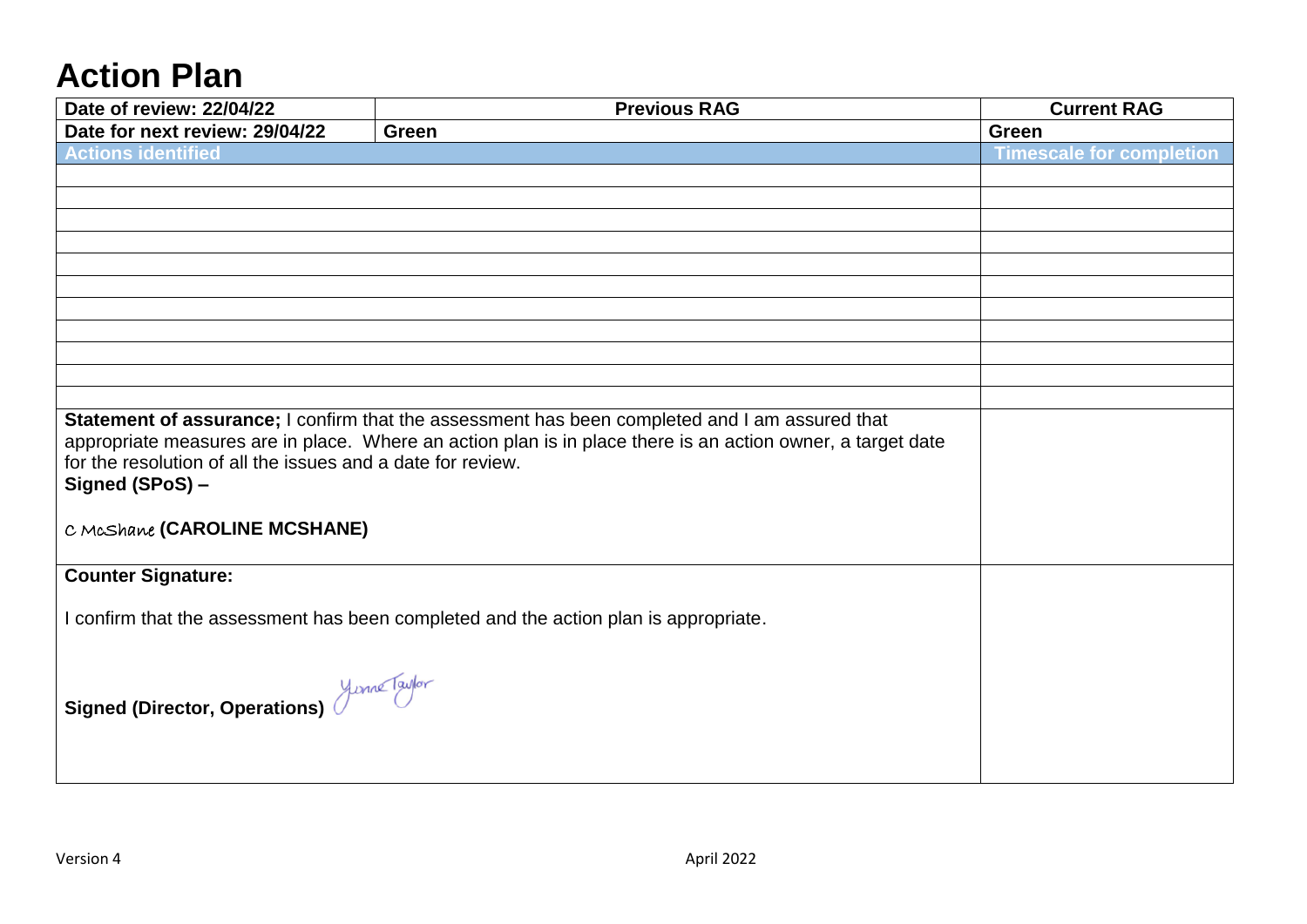# Action Plan

| Date of review: 22/04/22 | Previous RAG | Current RAG |
|---|---|---|
| Date for next review: 29/04/22 | Green | Green |
| **Actions identified** | | **Timescale for completion** |
| | | |
| | | |
| | | |
| | | |
| | | |
| | | |
| | | |
| | | |
| | | |
| | | |
| | | |
| **Statement of assurance;** I confirm that the assessment has been completed and I am assured that appropriate measures are in place. Where an action plan is in place there is an action owner, a target date for the resolution of all the issues and a date for review.<br>**Signed (SPoS) –**<br><br>C McShane **(CAROLINE MCSHANE)** | | |
| **Counter Signature:**<br><br>I confirm that the assessment has been completed and the action plan is appropriate.<br><br>**Signed (Director, Operations)** Yvonne Taylor | | |

Version 4 April 2022